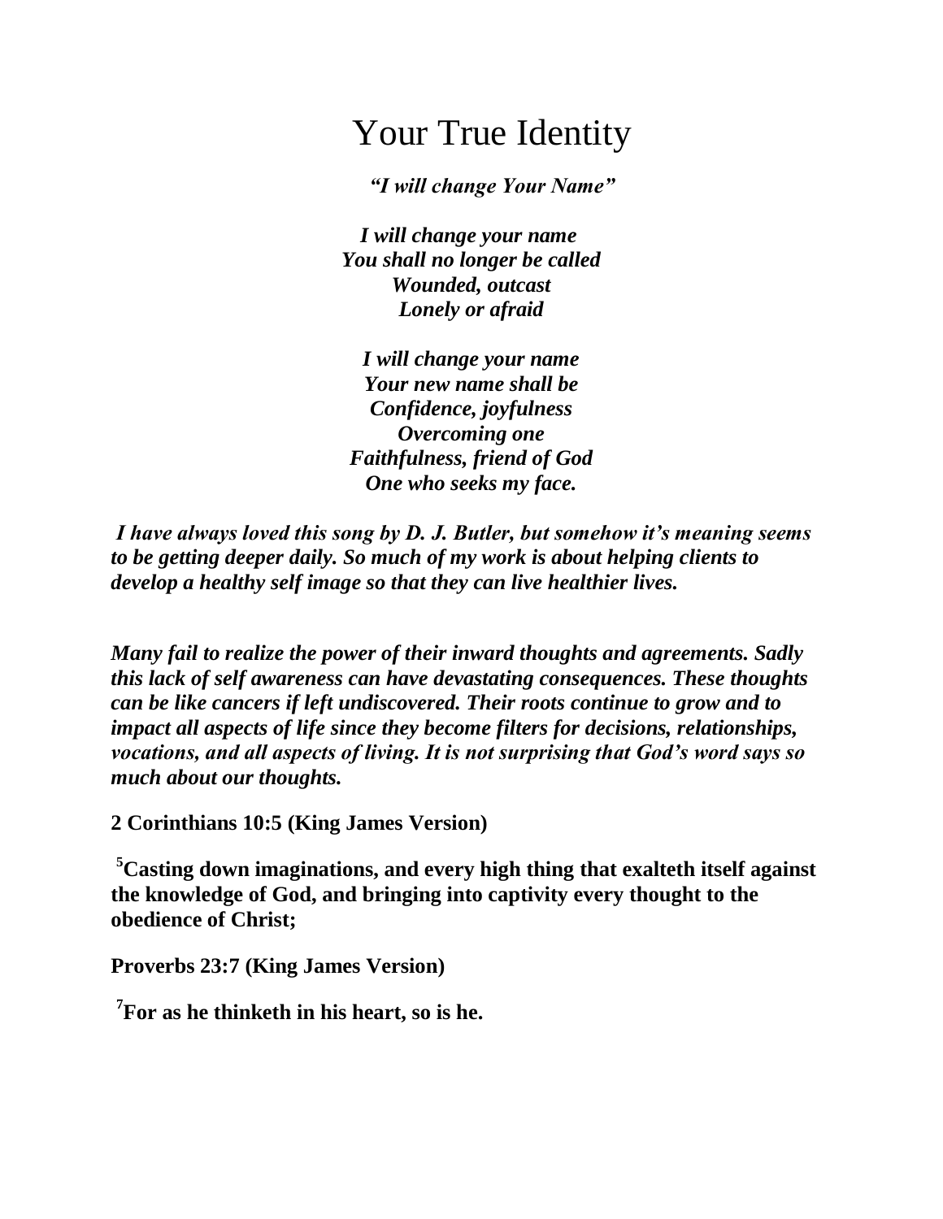# Your True Identity

***"I will change Your Name"***

***I will change your name***  
***You shall no longer be called***  
***Wounded, outcast***  
***Lonely or afraid***

***I will change your name***  
***Your new name shall be***  
***Confidence, joyfulness***  
***Overcoming one***  
***Faithfulness, friend of God***  
***One who seeks my face.***

***I have always loved this song by D. J. Butler, but somehow it's meaning seems to be getting deeper daily. So much of my work is about helping clients to develop a healthy self image so that they can live healthier lives.***

***Many fail to realize the power of their inward thoughts and agreements. Sadly this lack of self awareness can have devastating consequences. These thoughts can be like cancers if left undiscovered. Their roots continue to grow and to impact all aspects of life since they become filters for decisions, relationships, vocations, and all aspects of living. It is not surprising that God's word says so much about our thoughts.***

**2 Corinthians 10:5 (King James Version)**

**[5]Casting down imaginations, and every high thing that exalteth itself against the knowledge of God, and bringing into captivity every thought to the obedience of Christ;**

**Proverbs 23:7 (King James Version)**

**[7]For as he thinketh in his heart, so is he.**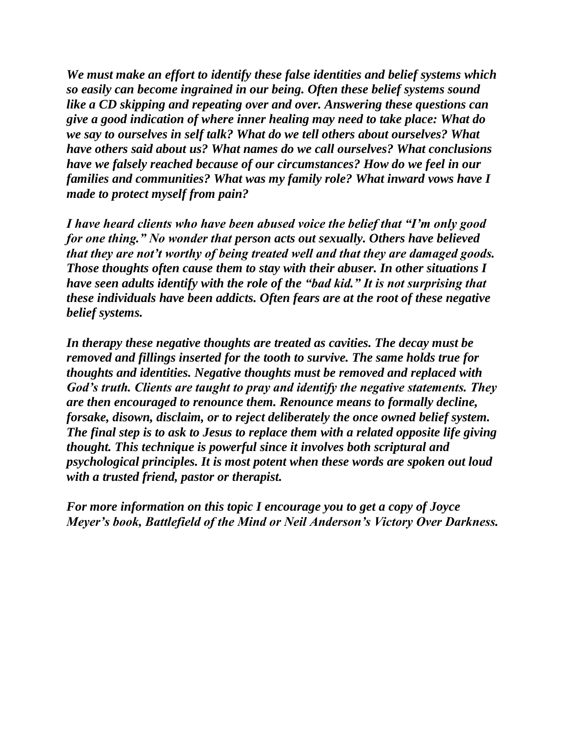***We must make an effort to identify these false identities and belief systems which so easily can become ingrained in our being. Often these belief systems sound like a CD skipping and repeating over and over. Answering these questions can give a good indication of where inner healing may need to take place: What do we say to ourselves in self talk? What do we tell others about ourselves? What have others said about us? What names do we call ourselves? What conclusions have we falsely reached because of our circumstances? How do we feel in our families and communities? What was my family role? What inward vows have I made to protect myself from pain?***

***I have heard clients who have been abused voice the belief that "I'm only good for one thing." No wonder that person acts out sexually. Others have believed that they are not't worthy of being treated well and that they are damaged goods. Those thoughts often cause them to stay with their abuser. In other situations I have seen adults identify with the role of the "bad kid." It is not surprising that these individuals have been addicts. Often fears are at the root of these negative belief systems.***

***In therapy these negative thoughts are treated as cavities. The decay must be removed and fillings inserted for the tooth to survive. The same holds true for thoughts and identities. Negative thoughts must be removed and replaced with God's truth. Clients are taught to pray and identify the negative statements. They are then encouraged to renounce them. Renounce means to formally decline, forsake, disown, disclaim, or to reject deliberately the once owned belief system. The final step is to ask to Jesus to replace them with a related opposite life giving thought. This technique is powerful since it involves both scriptural and psychological principles. It is most potent when these words are spoken out loud with a trusted friend, pastor or therapist.***

***For more information on this topic I encourage you to get a copy of Joyce Meyer's book, Battlefield of the Mind or Neil Anderson's Victory Over Darkness.***